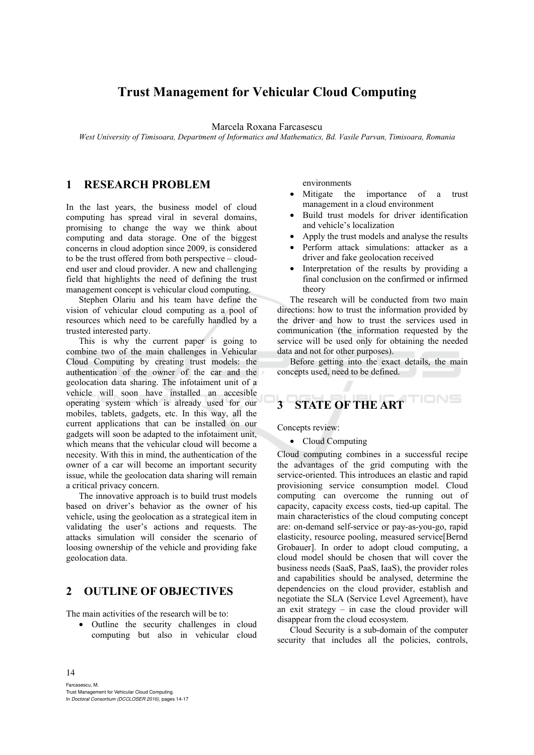# Trust Management for Vehicular Cloud Computing

Marcela Roxana Farcasescu

*West University of Timisoara, Department of Informatics and Mathematics, Bd. Vasile Parvan, Timisoara, Romania*

## 1 RESEARCH PROBLEM

In the last years, the business model of cloud computing has spread viral in several domains, promising to change the way we think about computing and data storage. One of the biggest concerns in cloud adoption since 2009, is considered to be the trust offered from both perspective – cloud-end user and cloud provider. A new and challenging field that highlights the need of defining the trust management concept is vehicular cloud computing.

Stephen Olariu and his team have define the vision of vehicular cloud computing as a pool of resources which need to be carefully handled by a trusted interested party.

This is why the current paper is going to combine two of the main challenges in Vehicular Cloud Computing by creating trust models: the authentication of the owner of the car and the geolocation data sharing. The infotaiment unit of a vehicle will soon have installed an accesible operating system which is already used for our mobiles, tablets, gadgets, etc. In this way, all the current applications that can be installed on our gadgets will soon be adapted to the infotaiment unit, which means that the vehicular cloud will become a necesity. With this in mind, the authentication of the owner of a car will become an important security issue, while the geolocation data sharing will remain a critical privacy concern.

The innovative approach is to build trust models based on driver's behavior as the owner of his vehicle, using the geolocation as a strategical item in validating the user's actions and requests. The attacks simulation will consider the scenario of loosing ownership of the vehicle and providing fake geolocation data.

## 2 OUTLINE OF OBJECTIVES

The main activities of the research will be to:

- Outline the security challenges in cloud computing but also in vehicular cloud environments
- Mitigate the importance of a trust management in a cloud environment
- Build trust models for driver identification and vehicle's localization
- Apply the trust models and analyse the results
- Perform attack simulations: attacker as a driver and fake geolocation received
- Interpretation of the results by providing a final conclusion on the confirmed or infirmed theory

The research will be conducted from two main directions: how to trust the information provided by the driver and how to trust the services used in communication (the information requested by the service will be used only for obtaining the needed data and not for other purposes).

Before getting into the exact details, the main concepts used, need to be defined.

## 3 STATE OF THE ART

Concepts review:

- Cloud Computing

Cloud computing combines in a successful recipe the advantages of the grid computing with the service-oriented. This introduces an elastic and rapid provisioning service consumption model. Cloud computing can overcome the running out of capacity, capacity excess costs, tied-up capital. The main characteristics of the cloud computing concept are: on-demand self-service or pay-as-you-go, rapid elasticity, resource pooling, measured service[Bernd Grobauer]. In order to adopt cloud computing, a cloud model should be chosen that will cover the business needs (SaaS, PaaS, IaaS), the provider roles and capabilities should be analysed, determine the dependencies on the cloud provider, establish and negotiate the SLA (Service Level Agreement), have an exit strategy – in case the cloud provider will disappear from the cloud ecosystem.

Cloud Security is a sub-domain of the computer security that includes all the policies, controls,

Farcasescu, M.
Trust Management for Vehicular Cloud Computing.
In *Doctoral Consortium (DCCLOSER 2016)*, pages 14-17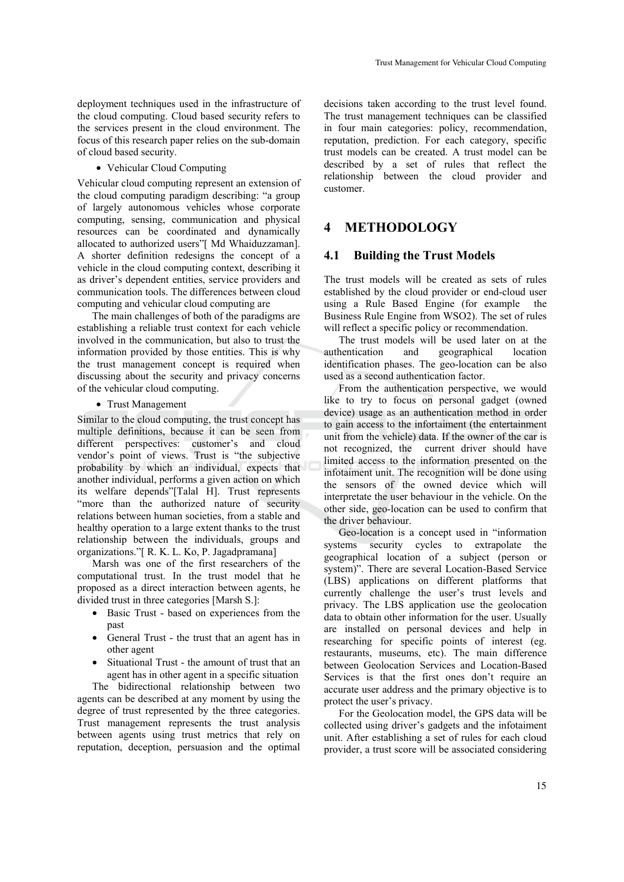deployment techniques used in the infrastructure of the cloud computing. Cloud based security refers to the services present in the cloud environment. The focus of this research paper relies on the sub-domain of cloud based security.

- Vehicular Cloud Computing

Vehicular cloud computing represent an extension of the cloud computing paradigm describing: "a group of largely autonomous vehicles whose corporate computing, sensing, communication and physical resources can be coordinated and dynamically allocated to authorized users"[ Md Whaiduzzaman]. A shorter definition redesigns the concept of a vehicle in the cloud computing context, describing it as driver's dependent entities, service providers and communication tools. The differences between cloud computing and vehicular cloud computing are

The main challenges of both of the paradigms are establishing a reliable trust context for each vehicle involved in the communication, but also to trust the information provided by those entities. This is why the trust management concept is required when discussing about the security and privacy concerns of the vehicular cloud computing.

- Trust Management

Similar to the cloud computing, the trust concept has multiple definitions, because it can be seen from different perspectives: customer's and cloud vendor's point of views. Trust is "the subjective probability by which an individual, expects that another individual, performs a given action on which its welfare depends"[Talal H]. Trust represents "more than the authorized nature of security relations between human societies, from a stable and healthy operation to a large extent thanks to the trust relationship between the individuals, groups and organizations."[ R. K. L. Ko, P. Jagadpramana]

Marsh was one of the first researchers of the computational trust. In the trust model that he proposed as a direct interaction between agents, he divided trust in three categories [Marsh S.]:

- Basic Trust - based on experiences from the past
- General Trust - the trust that an agent has in other agent
- Situational Trust - the amount of trust that an agent has in other agent in a specific situation

The bidirectional relationship between two agents can be described at any moment by using the degree of trust represented by the three categories. Trust management represents the trust analysis between agents using trust metrics that rely on reputation, deception, persuasion and the optimal decisions taken according to the trust level found. The trust management techniques can be classified in four main categories: policy, recommendation, reputation, prediction. For each category, specific trust models can be created. A trust model can be described by a set of rules that reflect the relationship between the cloud provider and customer.

# 4 METHODOLOGY

## 4.1 Building the Trust Models

The trust models will be created as sets of rules established by the cloud provider or end-cloud user using a Rule Based Engine (for example the Business Rule Engine from WSO2). The set of rules will reflect a specific policy or recommendation.

The trust models will be used later on at the authentication and geographical location identification phases. The geo-location can be also used as a second authentication factor.

From the authentication perspective, we would like to try to focus on personal gadget (owned device) usage as an authentication method in order to gain access to the infortaiment (the entertainment unit from the vehicle) data. If the owner of the car is not recognized, the current driver should have limited access to the information presented on the infotaiment unit. The recognition will be done using the sensors of the owned device which will interpretate the user behaviour in the vehicle. On the other side, geo-location can be used to confirm that the driver behaviour.

Geo-location is a concept used in "information systems security cycles to extrapolate the geographical location of a subject (person or system)". There are several Location-Based Service (LBS) applications on different platforms that currently challenge the user's trust levels and privacy. The LBS application use the geolocation data to obtain other information for the user. Usually are installed on personal devices and help in researching for specific points of interest (eg. restaurants, museums, etc). The main difference between Geolocation Services and Location-Based Services is that the first ones don't require an accurate user address and the primary objective is to protect the user's privacy.

For the Geolocation model, the GPS data will be collected using driver's gadgets and the infotaiment unit. After establishing a set of rules for each cloud provider, a trust score will be associated considering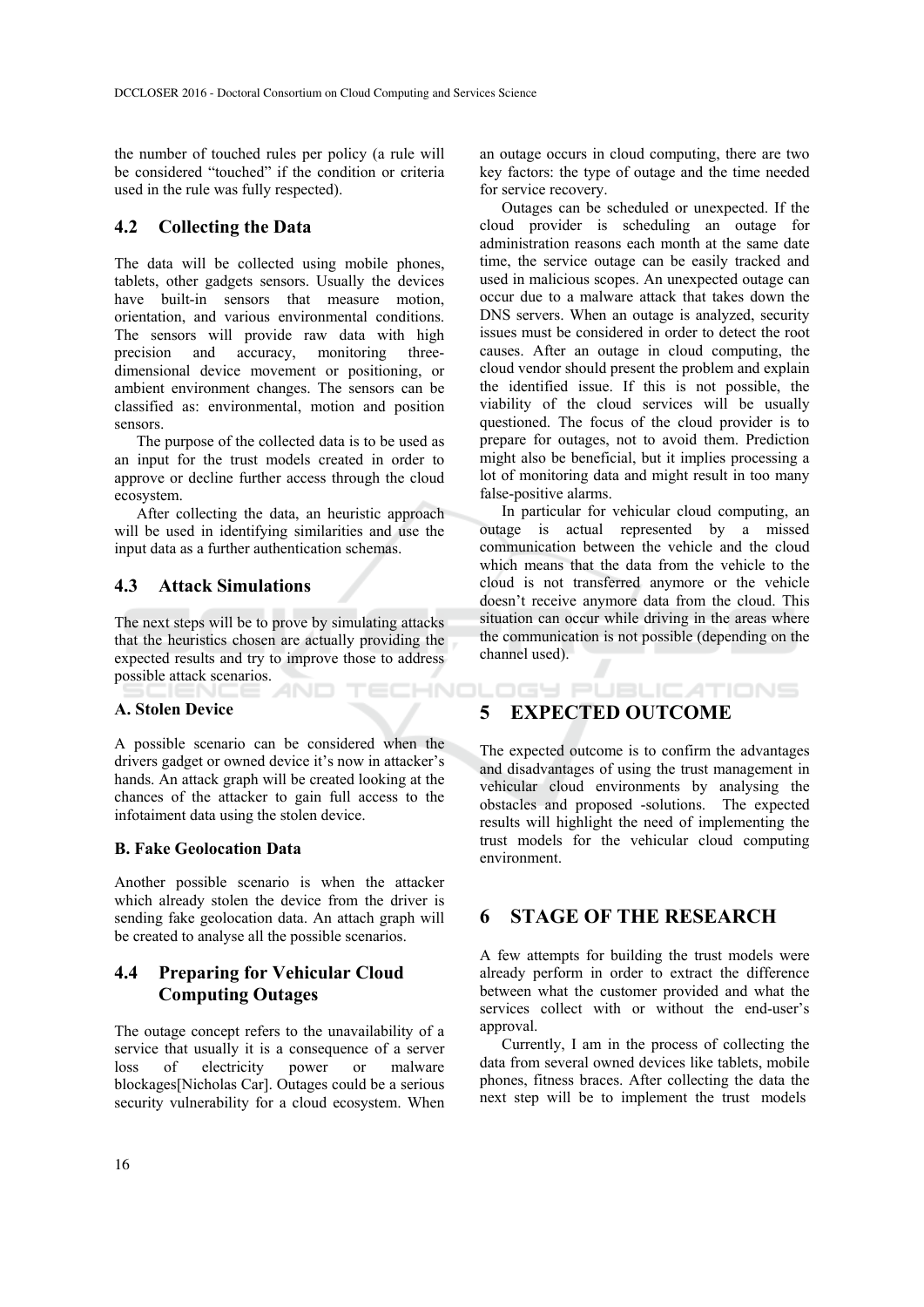the number of touched rules per policy (a rule will be considered "touched" if the condition or criteria used in the rule was fully respected).

### 4.2 Collecting the Data

The data will be collected using mobile phones, tablets, other gadgets sensors. Usually the devices have built-in sensors that measure motion, orientation, and various environmental conditions. The sensors will provide raw data with high precision and accuracy, monitoring three-dimensional device movement or positioning, or ambient environment changes. The sensors can be classified as: environmental, motion and position sensors.

The purpose of the collected data is to be used as an input for the trust models created in order to approve or decline further access through the cloud ecosystem.

After collecting the data, an heuristic approach will be used in identifying similarities and use the input data as a further authentication schemas.

### 4.3 Attack Simulations

The next steps will be to prove by simulating attacks that the heuristics chosen are actually providing the expected results and try to improve those to address possible attack scenarios.

**A. Stolen Device**

A possible scenario can be considered when the drivers gadget or owned device it's now in attacker's hands. An attack graph will be created looking at the chances of the attacker to gain full access to the infotaiment data using the stolen device.

**B. Fake Geolocation Data**

Another possible scenario is when the attacker which already stolen the device from the driver is sending fake geolocation data. An attach graph will be created to analyse all the possible scenarios.

### 4.4 Preparing for Vehicular Cloud Computing Outages

The outage concept refers to the unavailability of a service that usually it is a consequence of a server loss of electricity power or malware blockages[Nicholas Car]. Outages could be a serious security vulnerability for a cloud ecosystem. When an outage occurs in cloud computing, there are two key factors: the type of outage and the time needed for service recovery.

Outages can be scheduled or unexpected. If the cloud provider is scheduling an outage for administration reasons each month at the same date time, the service outage can be easily tracked and used in malicious scopes. An unexpected outage can occur due to a malware attack that takes down the DNS servers. When an outage is analyzed, security issues must be considered in order to detect the root causes. After an outage in cloud computing, the cloud vendor should present the problem and explain the identified issue. If this is not possible, the viability of the cloud services will be usually questioned. The focus of the cloud provider is to prepare for outages, not to avoid them. Prediction might also be beneficial, but it implies processing a lot of monitoring data and might result in too many false-positive alarms.

In particular for vehicular cloud computing, an outage is actual represented by a missed communication between the vehicle and the cloud which means that the data from the vehicle to the cloud is not transferred anymore or the vehicle doesn't receive anymore data from the cloud. This situation can occur while driving in the areas where the communication is not possible (depending on the channel used).

## 5 EXPECTED OUTCOME

The expected outcome is to confirm the advantages and disadvantages of using the trust management in vehicular cloud environments by analysing the obstacles and proposed -solutions. The expected results will highlight the need of implementing the trust models for the vehicular cloud computing environment.

## 6 STAGE OF THE RESEARCH

A few attempts for building the trust models were already perform in order to extract the difference between what the customer provided and what the services collect with or without the end-user's approval.

Currently, I am in the process of collecting the data from several owned devices like tablets, mobile phones, fitness braces. After collecting the data the next step will be to implement the trust models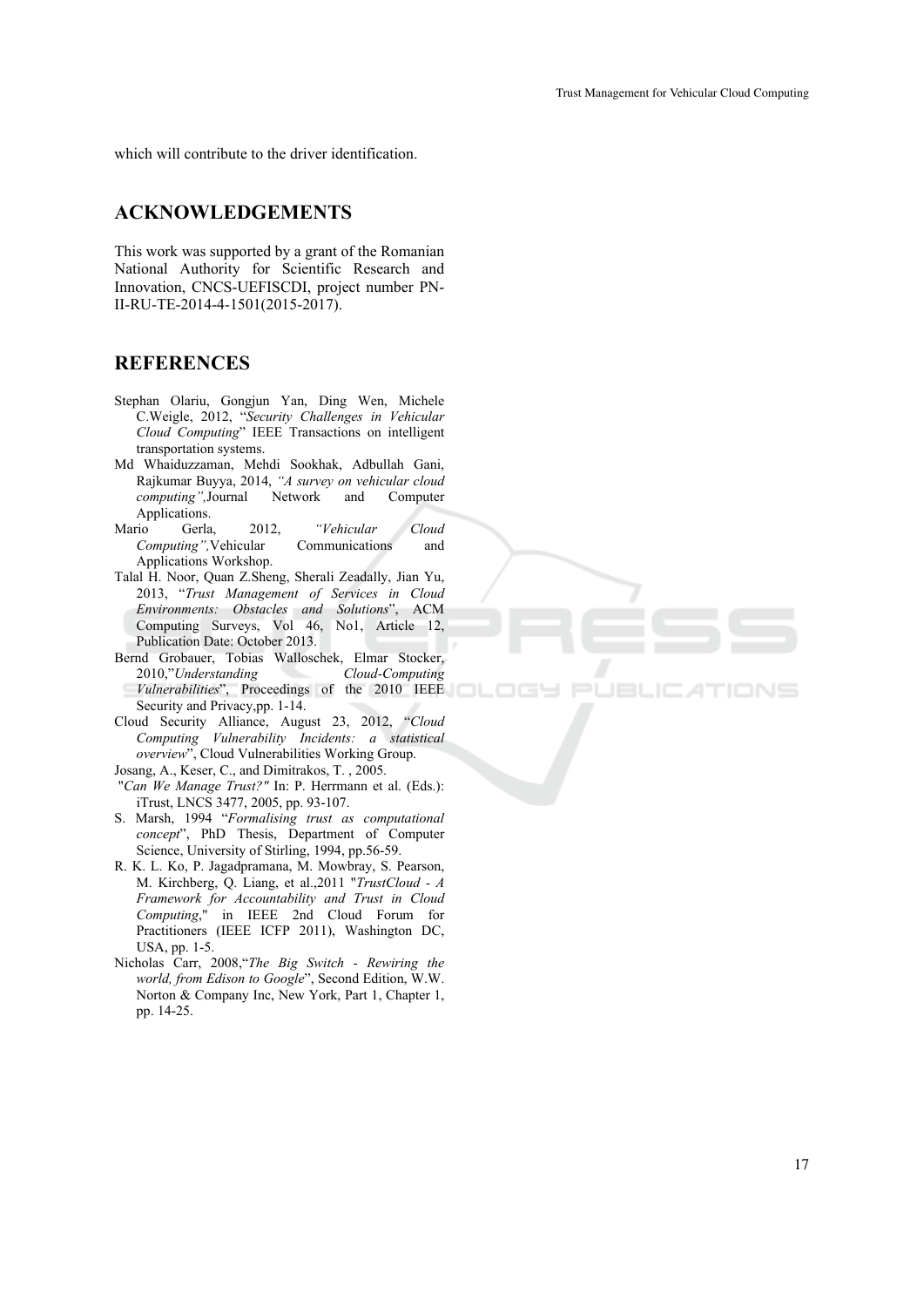which will contribute to the driver identification.

## ACKNOWLEDGEMENTS

This work was supported by a grant of the Romanian National Authority for Scientific Research and Innovation, CNCS-UEFISCDI, project number PN-II-RU-TE-2014-4-1501(2015-2017).

## REFERENCES

Stephan Olariu, Gongjun Yan, Ding Wen, Michele C.Weigle, 2012, "*Security Challenges in Vehicular Cloud Computing*" IEEE Transactions on intelligent transportation systems.

Md Whaiduzzaman, Mehdi Sookhak, Adbullah Gani, Rajkumar Buyya, 2014, *"A survey on vehicular cloud computing",*Journal Network and Computer Applications.

Mario Gerla, 2012, *"Vehicular Cloud Computing",*Vehicular Communications and Applications Workshop.

Talal H. Noor, Quan Z.Sheng, Sherali Zeadally, Jian Yu, 2013, "*Trust Management of Services in Cloud Environments: Obstacles and Solutions*", ACM Computing Surveys, Vol 46, No1, Article 12, Publication Date: October 2013.

Bernd Grobauer, Tobias Walloschek, Elmar Stocker, 2010,"*Understanding Cloud-Computing Vulnerabilities*", Proceedings of the 2010 IEEE Security and Privacy,pp. 1-14.

Cloud Security Alliance, August 23, 2012, "*Cloud Computing Vulnerability Incidents: a statistical overview*", Cloud Vulnerabilities Working Group.

Josang, A., Keser, C., and Dimitrakos, T. , 2005.

"*Can We Manage Trust?"* In: P. Herrmann et al. (Eds.): iTrust, LNCS 3477, 2005, pp. 93-107.

S. Marsh, 1994 "*Formalising trust as computational concept*", PhD Thesis, Department of Computer Science, University of Stirling, 1994, pp.56-59.

R. K. L. Ko, P. Jagadpramana, M. Mowbray, S. Pearson, M. Kirchberg, Q. Liang, et al.,2011 "*TrustCloud - A Framework for Accountability and Trust in Cloud Computing*," in IEEE 2nd Cloud Forum for Practitioners (IEEE ICFP 2011), Washington DC, USA, pp. 1-5.

Nicholas Carr, 2008,"*The Big Switch - Rewiring the world, from Edison to Google*", Second Edition, W.W. Norton & Company Inc, New York, Part 1, Chapter 1, pp. 14-25.